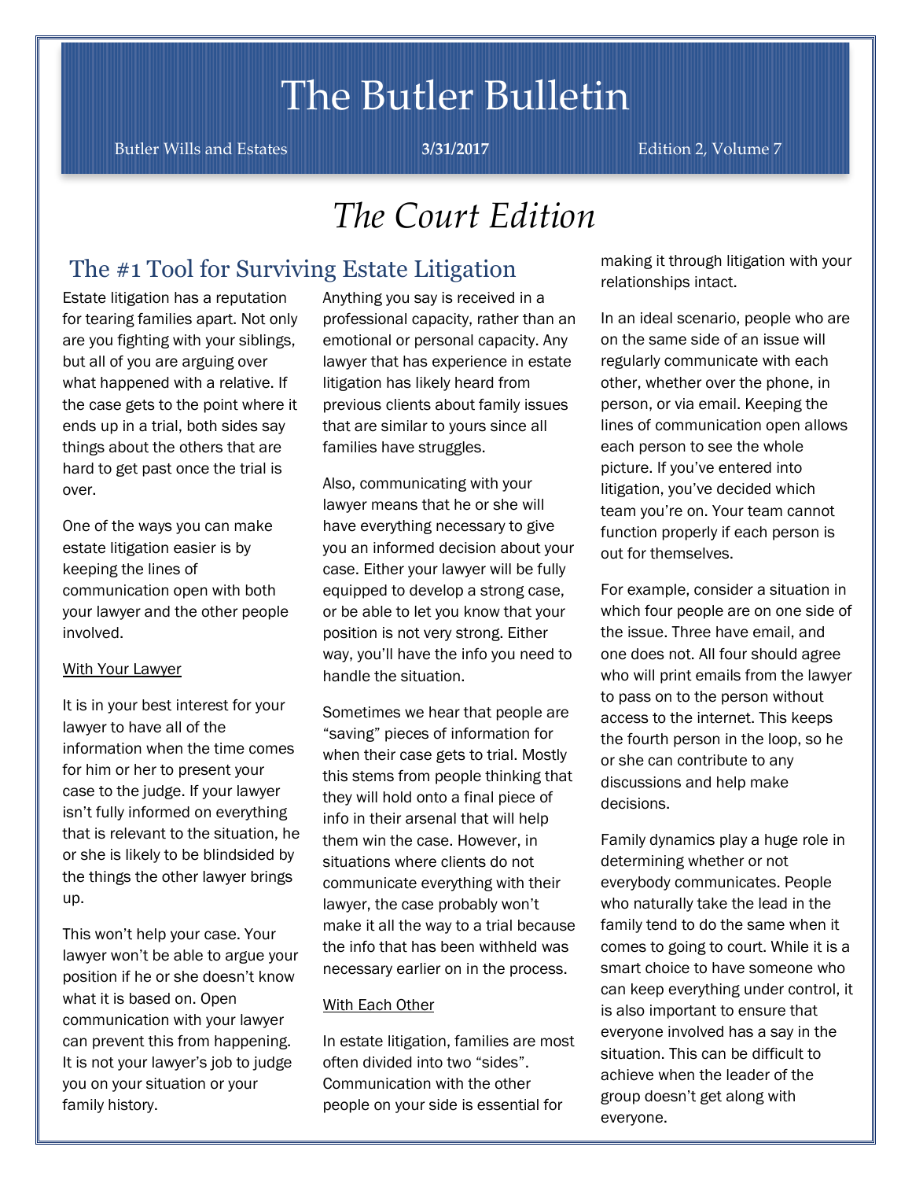# The Butler Bulletin

Butler Wills and Estates | **3/31/2017** | Edition 2, Volume 7

# *The Court Edition*

## The #1 Tool for Surviving Estate Litigation

Estate litigation has a reputation for tearing families apart. Not only are you fighting with your siblings, but all of you are arguing over what happened with a relative. If the case gets to the point where it ends up in a trial, both sides say things about the others that are hard to get past once the trial is over.

One of the ways you can make estate litigation easier is by keeping the lines of communication open with both your lawyer and the other people involved.

<u>With Your Lawyer</u>

It is in your best interest for your lawyer to have all of the information when the time comes for him or her to present your case to the judge. If your lawyer isn't fully informed on everything that is relevant to the situation, he or she is likely to be blindsided by the things the other lawyer brings up.

This won't help your case. Your lawyer won't be able to argue your position if he or she doesn't know what it is based on. Open communication with your lawyer can prevent this from happening. It is not your lawyer's job to judge you on your situation or your family history. Anything you say is received in a professional capacity, rather than an emotional or personal capacity. Any lawyer that has experience in estate litigation has likely heard from previous clients about family issues that are similar to yours since all families have struggles.

Also, communicating with your lawyer means that he or she will have everything necessary to give you an informed decision about your case. Either your lawyer will be fully equipped to develop a strong case, or be able to let you know that your position is not very strong. Either way, you'll have the info you need to handle the situation.

Sometimes we hear that people are "saving" pieces of information for when their case gets to trial. Mostly this stems from people thinking that they will hold onto a final piece of info in their arsenal that will help them win the case. However, in situations where clients do not communicate everything with their lawyer, the case probably won't make it all the way to a trial because the info that has been withheld was necessary earlier on in the process.

<u>With Each Other</u>

In estate litigation, families are most often divided into two "sides". Communication with the other people on your side is essential for making it through litigation with your relationships intact.

In an ideal scenario, people who are on the same side of an issue will regularly communicate with each other, whether over the phone, in person, or via email. Keeping the lines of communication open allows each person to see the whole picture. If you've entered into litigation, you've decided which team you're on. Your team cannot function properly if each person is out for themselves.

For example, consider a situation in which four people are on one side of the issue. Three have email, and one does not. All four should agree who will print emails from the lawyer to pass on to the person without access to the internet. This keeps the fourth person in the loop, so he or she can contribute to any discussions and help make decisions.

Family dynamics play a huge role in determining whether or not everybody communicates. People who naturally take the lead in the family tend to do the same when it comes to going to court. While it is a smart choice to have someone who can keep everything under control, it is also important to ensure that everyone involved has a say in the situation. This can be difficult to achieve when the leader of the group doesn't get along with everyone.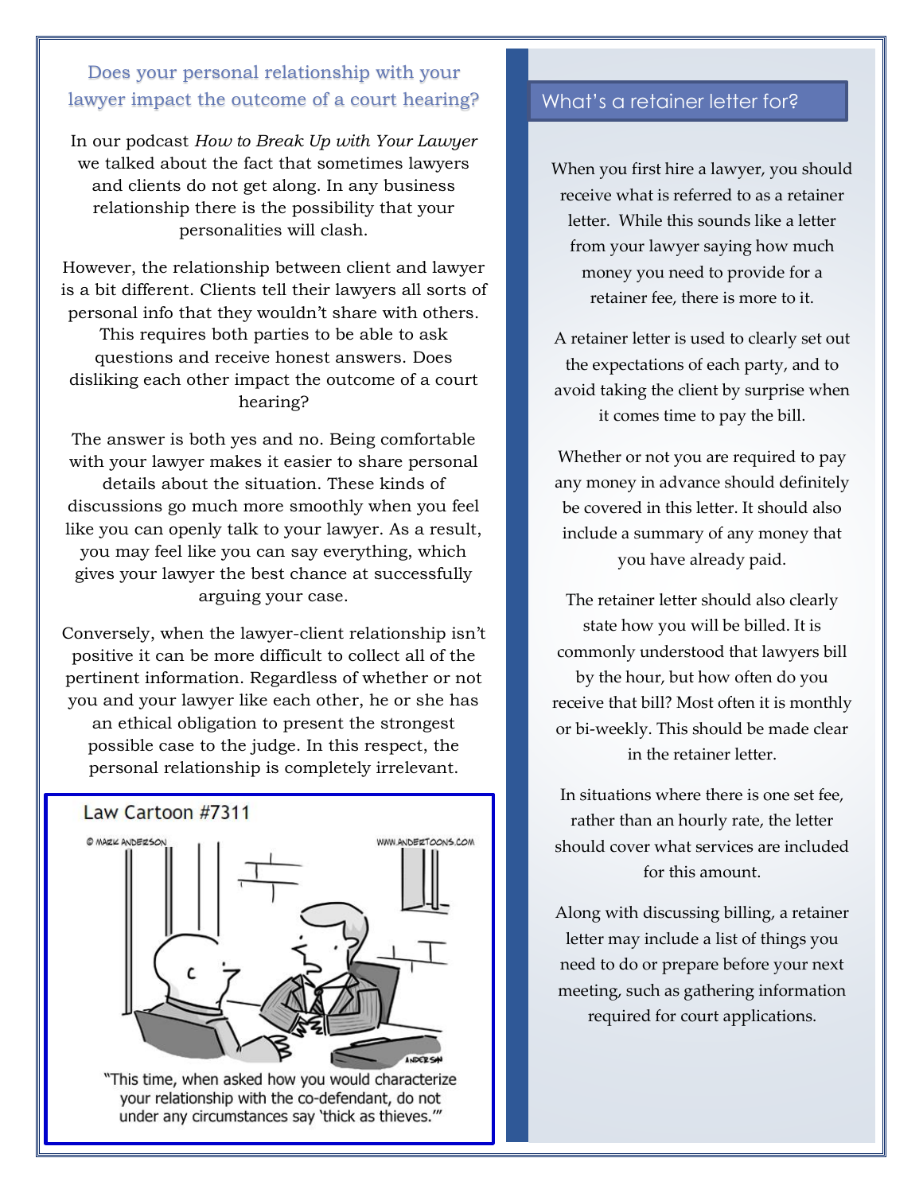## Does your personal relationship with your lawyer impact the outcome of a court hearing?

In our podcast *How to Break Up with Your Lawyer* we talked about the fact that sometimes lawyers and clients do not get along. In any business relationship there is the possibility that your personalities will clash.

However, the relationship between client and lawyer is a bit different. Clients tell their lawyers all sorts of personal info that they wouldn't share with others. This requires both parties to be able to ask questions and receive honest answers. Does disliking each other impact the outcome of a court hearing?

The answer is both yes and no. Being comfortable with your lawyer makes it easier to share personal details about the situation. These kinds of discussions go much more smoothly when you feel like you can openly talk to your lawyer. As a result, you may feel like you can say everything, which gives your lawyer the best chance at successfully arguing your case.

Conversely, when the lawyer-client relationship isn't positive it can be more difficult to collect all of the pertinent information. Regardless of whether or not you and your lawyer like each other, he or she has an ethical obligation to present the strongest possible case to the judge. In this respect, the personal relationship is completely irrelevant.

Law Cartoon #7311

© MARK ANDERSON WWW.ANDERTOONS.COM

"This time, when asked how you would characterize your relationship with the co-defendant, do not under any circumstances say 'thick as thieves.'"

## What's a retainer letter for?

When you first hire a lawyer, you should receive what is referred to as a retainer letter. While this sounds like a letter from your lawyer saying how much money you need to provide for a retainer fee, there is more to it.

A retainer letter is used to clearly set out the expectations of each party, and to avoid taking the client by surprise when it comes time to pay the bill.

Whether or not you are required to pay any money in advance should definitely be covered in this letter. It should also include a summary of any money that you have already paid.

The retainer letter should also clearly state how you will be billed. It is commonly understood that lawyers bill by the hour, but how often do you receive that bill? Most often it is monthly or bi-weekly. This should be made clear in the retainer letter.

In situations where there is one set fee, rather than an hourly rate, the letter should cover what services are included for this amount.

Along with discussing billing, a retainer letter may include a list of things you need to do or prepare before your next meeting, such as gathering information required for court applications.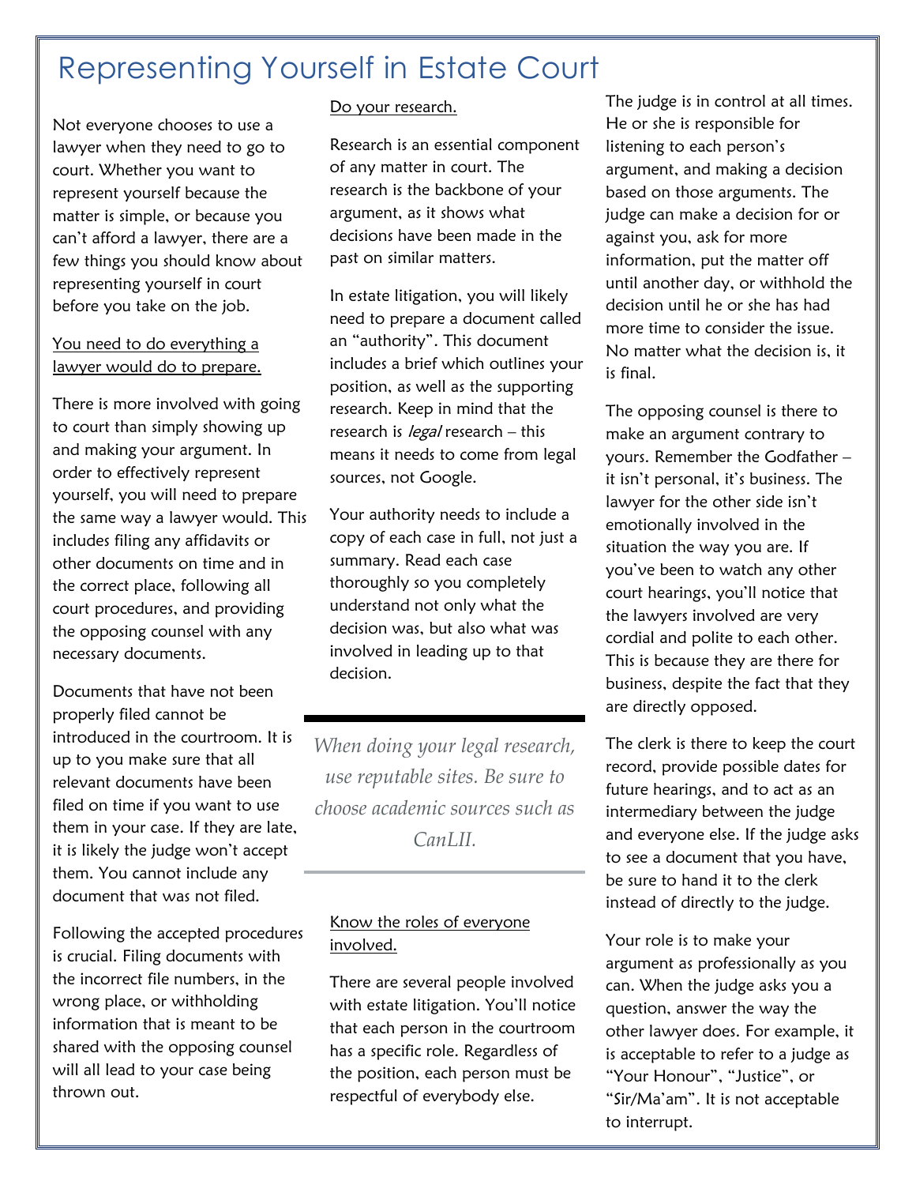# Representing Yourself in Estate Court

Not everyone chooses to use a lawyer when they need to go to court. Whether you want to represent yourself because the matter is simple, or because you can't afford a lawyer, there are a few things you should know about representing yourself in court before you take on the job.

## You need to do everything a lawyer would do to prepare.

There is more involved with going to court than simply showing up and making your argument. In order to effectively represent yourself, you will need to prepare the same way a lawyer would. This includes filing any affidavits or other documents on time and in the correct place, following all court procedures, and providing the opposing counsel with any necessary documents.

Documents that have not been properly filed cannot be introduced in the courtroom. It is up to you make sure that all relevant documents have been filed on time if you want to use them in your case. If they are late, it is likely the judge won't accept them. You cannot include any document that was not filed.

Following the accepted procedures is crucial. Filing documents with the incorrect file numbers, in the wrong place, or withholding information that is meant to be shared with the opposing counsel will all lead to your case being thrown out.

## Do your research.

Research is an essential component of any matter in court. The research is the backbone of your argument, as it shows what decisions have been made in the past on similar matters.

In estate litigation, you will likely need to prepare a document called an "authority". This document includes a brief which outlines your position, as well as the supporting research. Keep in mind that the research is *legal* research – this means it needs to come from legal sources, not Google.

Your authority needs to include a copy of each case in full, not just a summary. Read each case thoroughly so you completely understand not only what the decision was, but also what was involved in leading up to that decision.

> *When doing your legal research, use reputable sites. Be sure to choose academic sources such as CanLII.*

## Know the roles of everyone involved.

There are several people involved with estate litigation. You'll notice that each person in the courtroom has a specific role. Regardless of the position, each person must be respectful of everybody else.

The judge is in control at all times. He or she is responsible for listening to each person's argument, and making a decision based on those arguments. The judge can make a decision for or against you, ask for more information, put the matter off until another day, or withhold the decision until he or she has had more time to consider the issue. No matter what the decision is, it is final.

The opposing counsel is there to make an argument contrary to yours. Remember the Godfather – it isn't personal, it's business. The lawyer for the other side isn't emotionally involved in the situation the way you are. If you've been to watch any other court hearings, you'll notice that the lawyers involved are very cordial and polite to each other. This is because they are there for business, despite the fact that they are directly opposed.

The clerk is there to keep the court record, provide possible dates for future hearings, and to act as an intermediary between the judge and everyone else. If the judge asks to see a document that you have, be sure to hand it to the clerk instead of directly to the judge.

Your role is to make your argument as professionally as you can. When the judge asks you a question, answer the way the other lawyer does. For example, it is acceptable to refer to a judge as "Your Honour", "Justice", or "Sir/Ma'am". It is not acceptable to interrupt.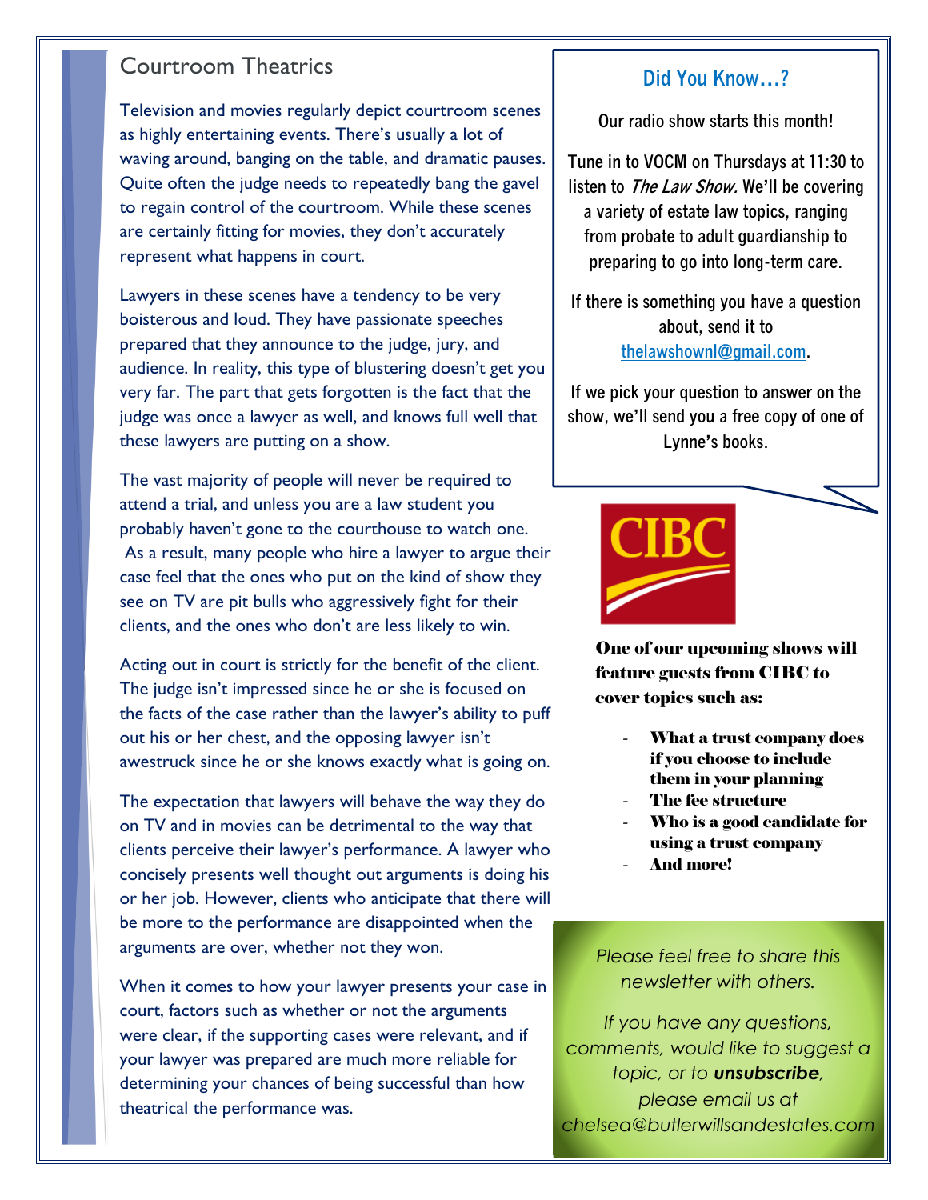## Courtroom Theatrics

Television and movies regularly depict courtroom scenes as highly entertaining events. There's usually a lot of waving around, banging on the table, and dramatic pauses. Quite often the judge needs to repeatedly bang the gavel to regain control of the courtroom. While these scenes are certainly fitting for movies, they don't accurately represent what happens in court.

Lawyers in these scenes have a tendency to be very boisterous and loud. They have passionate speeches prepared that they announce to the judge, jury, and audience. In reality, this type of blustering doesn't get you very far. The part that gets forgotten is the fact that the judge was once a lawyer as well, and knows full well that these lawyers are putting on a show.

The vast majority of people will never be required to attend a trial, and unless you are a law student you probably haven't gone to the courthouse to watch one. As a result, many people who hire a lawyer to argue their case feel that the ones who put on the kind of show they see on TV are pit bulls who aggressively fight for their clients, and the ones who don't are less likely to win.

Acting out in court is strictly for the benefit of the client. The judge isn't impressed since he or she is focused on the facts of the case rather than the lawyer's ability to puff out his or her chest, and the opposing lawyer isn't awestruck since he or she knows exactly what is going on.

The expectation that lawyers will behave the way they do on TV and in movies can be detrimental to the way that clients perceive their lawyer's performance. A lawyer who concisely presents well thought out arguments is doing his or her job. However, clients who anticipate that there will be more to the performance are disappointed when the arguments are over, whether not they won.

When it comes to how your lawyer presents your case in court, factors such as whether or not the arguments were clear, if the supporting cases were relevant, and if your lawyer was prepared are much more reliable for determining your chances of being successful than how theatrical the performance was.

### Did You Know…?

Our radio show starts this month!

Tune in to VOCM on Thursdays at 11:30 to listen to *The Law Show.* We'll be covering a variety of estate law topics, ranging from probate to adult guardianship to preparing to go into long-term care.

If there is something you have a question about, send it to thelawshownl@gmail.com.

If we pick your question to answer on the show, we'll send you a free copy of one of Lynne's books.

CIBC

**One of our upcoming shows will feature guests from CIBC to cover topics such as:**

- **What a trust company does if you choose to include them in your planning**
- **The fee structure**
- **Who is a good candidate for using a trust company**
- **And more!**

*Please feel free to share this newsletter with others.*

*If you have any questions, comments, would like to suggest a topic, or to **unsubscribe**, please email us at chelsea@butlerwillsandestates.com*